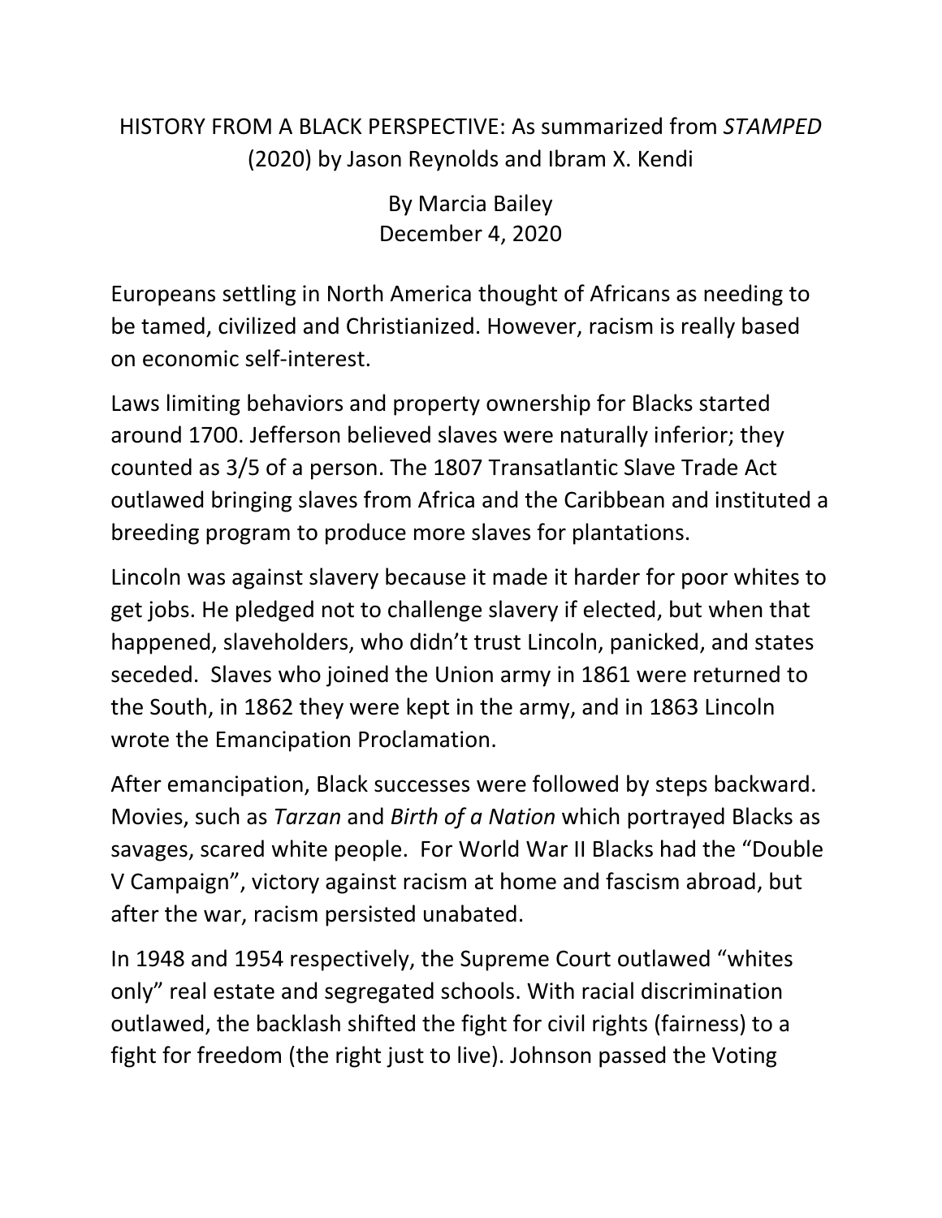# HISTORY FROM A BLACK PERSPECTIVE: As summarized from *STAMPED* (2020) by Jason Reynolds and Ibram X. Kendi

By Marcia Bailey
December 4, 2020

Europeans settling in North America thought of Africans as needing to be tamed, civilized and Christianized. However, racism is really based on economic self-interest.

Laws limiting behaviors and property ownership for Blacks started around 1700. Jefferson believed slaves were naturally inferior; they counted as 3/5 of a person. The 1807 Transatlantic Slave Trade Act outlawed bringing slaves from Africa and the Caribbean and instituted a breeding program to produce more slaves for plantations.

Lincoln was against slavery because it made it harder for poor whites to get jobs. He pledged not to challenge slavery if elected, but when that happened, slaveholders, who didn't trust Lincoln, panicked, and states seceded. Slaves who joined the Union army in 1861 were returned to the South, in 1862 they were kept in the army, and in 1863 Lincoln wrote the Emancipation Proclamation.

After emancipation, Black successes were followed by steps backward. Movies, such as *Tarzan* and *Birth of a Nation* which portrayed Blacks as savages, scared white people. For World War II Blacks had the "Double V Campaign", victory against racism at home and fascism abroad, but after the war, racism persisted unabated.

In 1948 and 1954 respectively, the Supreme Court outlawed "whites only" real estate and segregated schools. With racial discrimination outlawed, the backlash shifted the fight for civil rights (fairness) to a fight for freedom (the right just to live). Johnson passed the Voting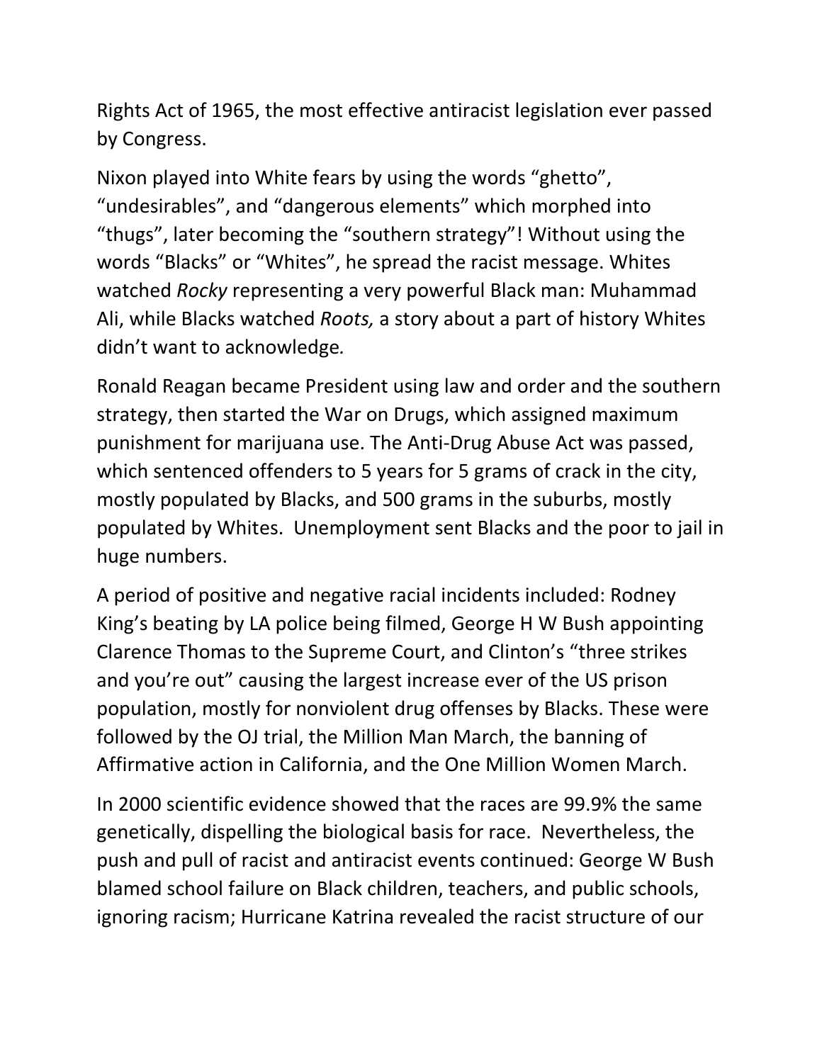Rights Act of 1965, the most effective antiracist legislation ever passed by Congress.

Nixon played into White fears by using the words “ghetto”, “undesirables”, and “dangerous elements” which morphed into “thugs”, later becoming the “southern strategy”! Without using the words “Blacks” or “Whites”, he spread the racist message. Whites watched *Rocky* representing a very powerful Black man: Muhammad Ali, while Blacks watched *Roots,* a story about a part of history Whites didn’t want to acknowledge.

Ronald Reagan became President using law and order and the southern strategy, then started the War on Drugs, which assigned maximum punishment for marijuana use. The Anti-Drug Abuse Act was passed, which sentenced offenders to 5 years for 5 grams of crack in the city, mostly populated by Blacks, and 500 grams in the suburbs, mostly populated by Whites. Unemployment sent Blacks and the poor to jail in huge numbers.

A period of positive and negative racial incidents included: Rodney King’s beating by LA police being filmed, George H W Bush appointing Clarence Thomas to the Supreme Court, and Clinton’s “three strikes and you’re out” causing the largest increase ever of the US prison population, mostly for nonviolent drug offenses by Blacks. These were followed by the OJ trial, the Million Man March, the banning of Affirmative action in California, and the One Million Women March.

In 2000 scientific evidence showed that the races are 99.9% the same genetically, dispelling the biological basis for race. Nevertheless, the push and pull of racist and antiracist events continued: George W Bush blamed school failure on Black children, teachers, and public schools, ignoring racism; Hurricane Katrina revealed the racist structure of our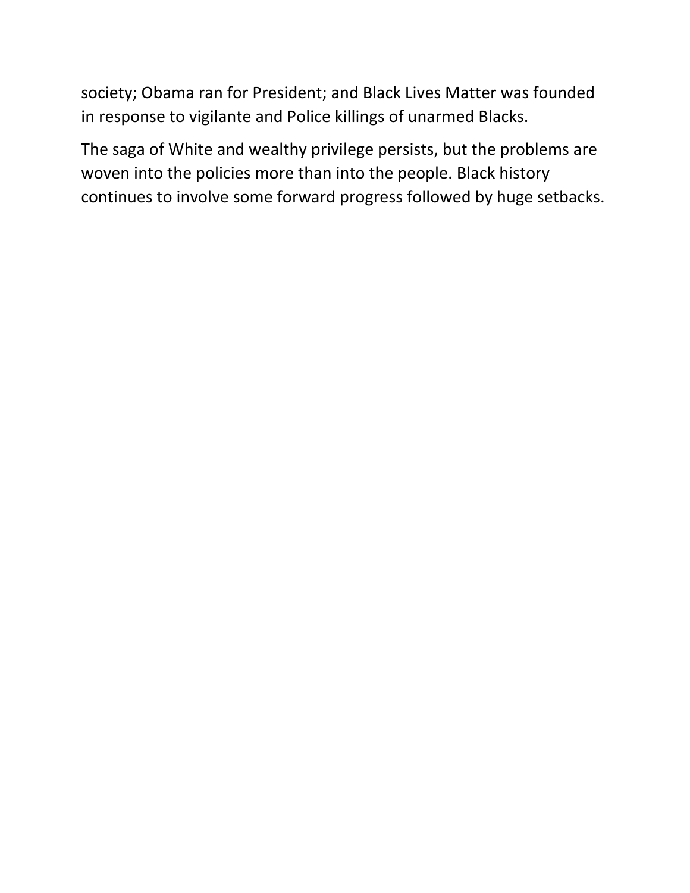society; Obama ran for President; and Black Lives Matter was founded in response to vigilante and Police killings of unarmed Blacks.

The saga of White and wealthy privilege persists, but the problems are woven into the policies more than into the people. Black history continues to involve some forward progress followed by huge setbacks.